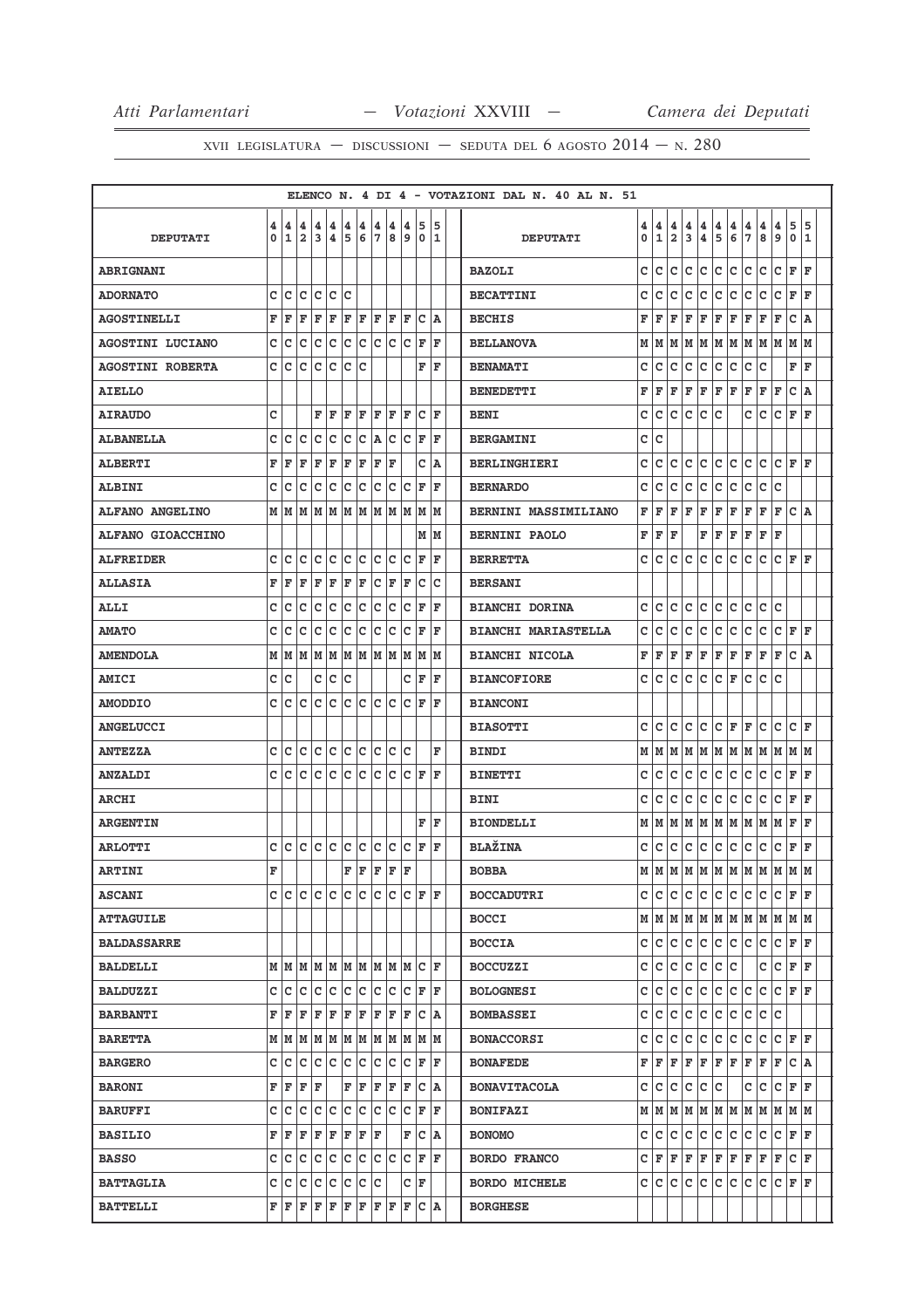ELENCO N. 4 DI 4 - VOTAZIONI DAL N. 40 AL N. 51

| DEPUTATI | 40 | 41 | 42 | 43 | 44 | 45 | 46 | 47 | 48 | 49 | 50 | 51 | DEPUTATI | 40 | 41 | 42 | 43 | 44 | 45 | 46 | 47 | 48 | 49 | 50 | 51 |
|---|---|---|---|---|---|---|---|---|---|---|---|---|---|---|---|---|---|---|---|---|---|---|---|---|---|
| ABRIGNANI | | | | | | | | | | | | | BAZOLI | C | C | C | C | C | C | C | C | C | C | F | F |
| ADORNATO | C | C | C | C | C | C | | | | | | | BECATTINI | C | C | C | C | C | C | C | C | C | C | F | F |
| AGOSTINELLI | F | F | F | F | F | F | F | F | F | F | C | A | BECHIS | F | F | F | F | F | F | F | F | F | F | C | A |
| AGOSTINI LUCIANO | C | C | C | C | C | C | C | C | C | C | F | F | BELLANOVA | M | M | M | M | M | M | M | M | M | M | M | M |
| AGOSTINI ROBERTA | C | C | C | C | C | C | C | | | | F | F | BENAMATI | C | C | C | C | C | C | C | C | C | | F | F |
| AIELLO | | | | | | | | | | | | | BENEDETTI | F | F | F | F | F | F | F | F | F | F | C | A |
| AIRAUDO | C | | | F | F | F | F | F | F | F | C | F | BENI | C | C | C | C | C | C | | C | C | C | F | F |
| ALBANELLA | C | C | C | C | C | C | C | A | C | C | F | F | BERGAMINI | C | C | | | | | | | | | | |
| ALBERTI | F | F | F | F | F | F | F | F | F | | C | A | BERLINGHIERI | C | C | C | C | C | C | C | C | C | C | F | F |
| ALBINI | C | C | C | C | C | C | C | C | C | C | F | F | BERNARDO | C | C | C | C | C | C | C | C | C | C | | |
| ALFANO ANGELINO | M | M | M | M | M | M | M | M | M | M | M | M | BERNINI MASSIMILIANO | F | F | F | F | F | F | F | F | F | F | C | A |
| ALFANO GIOACCHINO | | | | | | | | | | | M | M | BERNINI PAOLO | F | F | F | | F | F | F | F | F | F | | |
| ALFREIDER | C | C | C | C | C | C | C | C | C | C | F | F | BERRETTA | C | C | C | C | C | C | C | C | C | C | F | F |
| ALLASIA | F | F | F | F | F | F | F | C | F | F | C | C | BERSANI | | | | | | | | | | | | |
| ALLI | C | C | C | C | C | C | C | C | C | C | F | F | BIANCHI DORINA | C | C | C | C | C | C | C | C | C | C | | |
| AMATO | C | C | C | C | C | C | C | C | C | C | F | F | BIANCHI MARIASTELLA | C | C | C | C | C | C | C | C | C | C | F | F |
| AMENDOLA | M | M | M | M | M | M | M | M | M | M | M | M | BIANCHI NICOLA | F | F | F | F | F | F | F | F | F | F | C | A |
| AMICI | C | C | | C | C | C | | | | C | F | F | BIANCOFIORE | C | C | C | C | C | C | F | C | C | C | | |
| AMODDIO | C | C | C | C | C | C | C | C | C | C | F | F | BIANCONI | | | | | | | | | | | | |
| ANGELUCCI | | | | | | | | | | | | | BIASOTTI | C | C | C | C | C | C | F | F | C | C | C | F |
| ANTEZZA | C | C | C | C | C | C | C | C | C | C | | F | BINDI | M | M | M | M | M | M | M | M | M | M | M | M |
| ANZALDI | C | C | C | C | C | C | C | C | C | C | F | F | BINETTI | C | C | C | C | C | C | C | C | C | C | F | F |
| ARCHI | | | | | | | | | | | | | BINI | C | C | C | C | C | C | C | C | C | C | F | F |
| ARGENTIN | | | | | | | | | | | F | F | BIONDELLI | M | M | M | M | M | M | M | M | M | M | F | F |
| ARLOTTI | C | C | C | C | C | C | C | C | C | C | F | F | BLAŽINA | C | C | C | C | C | C | C | C | C | C | F | F |
| ARTINI | F | | | | | F | F | F | F | F | | | BOBBA | M | M | M | M | M | M | M | M | M | M | M | M |
| ASCANI | C | C | C | C | C | C | C | C | C | C | F | F | BOCCADUTRI | C | C | C | C | C | C | C | C | C | C | F | F |
| ATTAGUILE | | | | | | | | | | | | | BOCCI | M | M | M | M | M | M | M | M | M | M | M | M |
| BALDASSARRE | | | | | | | | | | | | | BOCCIA | C | C | C | C | C | C | C | C | C | C | F | F |
| BALDELLI | M | M | M | M | M | M | M | M | M | M | C | F | BOCCUZZI | C | C | C | C | C | C | C | | C | C | F | F |
| BALDUZZI | C | C | C | C | C | C | C | C | C | C | F | F | BOLOGNESI | C | C | C | C | C | C | C | C | C | C | F | F |
| BARBANTI | F | F | F | F | F | F | F | F | F | F | C | A | BOMBASSEI | C | C | C | C | C | C | C | C | C | C | | |
| BARETTA | M | M | M | M | M | M | M | M | M | M | M | M | BONACCORSI | C | C | C | C | C | C | C | C | C | C | F | F |
| BARGERO | C | C | C | C | C | C | C | C | C | C | F | F | BONAFEDE | F | F | F | F | F | F | F | F | F | F | C | A |
| BARONI | F | F | F | F | | F | F | F | F | F | C | A | BONAVITACOLA | C | C | C | C | C | C | | C | C | C | F | F |
| BARUFFI | C | C | C | C | C | C | C | C | C | C | F | F | BONIFAZI | M | M | M | M | M | M | M | M | M | M | M | M |
| BASILIO | F | F | F | F | F | F | F | F | | F | C | A | BONOMO | C | C | C | C | C | C | C | C | C | C | F | F |
| BASSO | C | C | C | C | C | C | C | C | C | C | F | F | BORDO FRANCO | C | F | F | F | F | F | F | F | F | F | C | F |
| BATTAGLIA | C | C | C | C | C | C | C | C | | C | F | | BORDO MICHELE | C | C | C | C | C | C | C | C | C | C | F | F |
| BATTELLI | F | F | F | F | F | F | F | F | F | F | C | A | BORGHESE | | | | | | | | | | | | |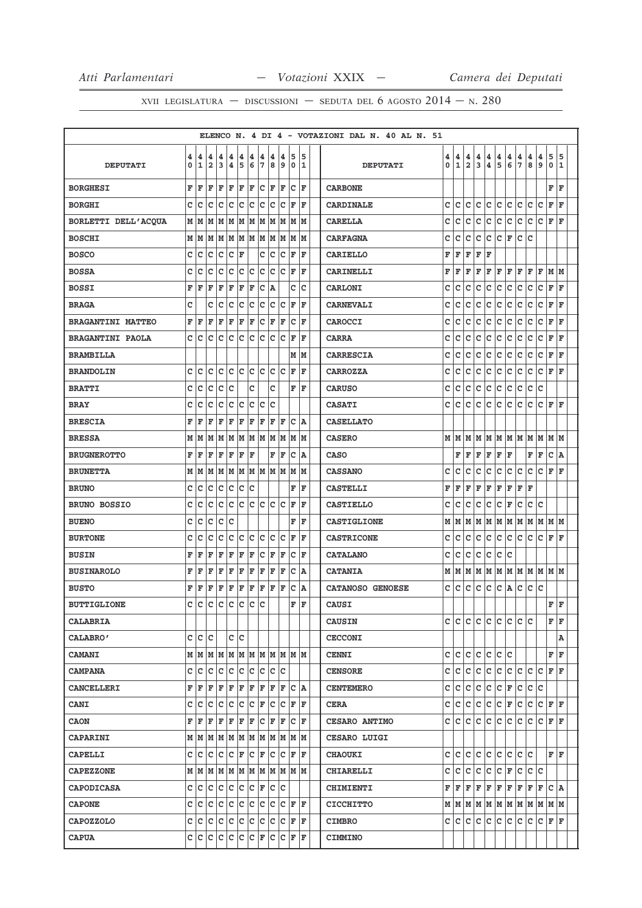## ELENCO N. 4 DI 4 - VOTAZIONI DAL N. 40 AL N. 51

| DEPUTATI | 40 | 41 | 42 | 43 | 44 | 45 | 46 | 47 | 48 | 49 | 50 | 51 |
|---|---|---|---|---|---|---|---|---|---|---|---|---|
| BORGHESI | F | F | F | F | F | F | F | C | F | F | C | F |
| BORGHI | C | C | C | C | C | C | C | C | C | C | F | F |
| BORLETTI DELL'ACQUA | M | M | M | M | M | M | M | M | M | M | M | M |
| BOSCHI | M | M | M | M | M | M | M | M | M | M | M | M |
| BOSCO | C | C | C | C | C | F |  | C | C | C | F | F |
| BOSSA | C | C | C | C | C | C | C | C | C | C | F | F |
| BOSSI | F | F | F | F | F | F | F | C | A |  | C | C |
| BRAGA | C |  | C | C | C | C | C | C | C | C | F | F |
| BRAGANTINI MATTEO | F | F | F | F | F | F | F | C | F | F | C | F |
| BRAGANTINI PAOLA | C | C | C | C | C | C | C | C | C | C | F | F |
| BRAMBILLA |  |  |  |  |  |  |  |  |  |  | M | M |
| BRANDOLIN | C | C | C | C | C | C | C | C | C | C | F | F |
| BRATTI | C | C | C | C | C |  | C |  | C |  | F | F |
| BRAY | C | C | C | C | C | C | C | C | C |  |  |  |
| BRESCIA | F | F | F | F | F | F | F | F | F | F | C | A |
| BRESSA | M | M | M | M | M | M | M | M | M | M | M | M |
| BRUGNEROTTO | F | F | F | F | F | F | F |  | F | F | C | A |
| BRUNETTA | M | M | M | M | M | M | M | M | M | M | M | M |
| BRUNO | C | C | C | C | C | C | C |  |  |  | F | F |
| BRUNO BOSSIO | C | C | C | C | C | C | C | C | C | C | F | F |
| BUENO | C | C | C | C | C |  |  |  |  |  | F | F |
| BURTONE | C | C | C | C | C | C | C | C | C | C | F | F |
| BUSIN | F | F | F | F | F | F | F | C | F | F | C | F |
| BUSINAROLO | F | F | F | F | F | F | F | F | F | F | C | A |
| BUSTO | F | F | F | F | F | F | F | F | F | F | C | A |
| BUTTIGLIONE | C | C | C | C | C | C | C |  |  |  | F | F |
| CALABRIA |  |  |  |  |  |  |  |  |  |  |  |  |
| CALABRO' | C | C | C |  | C | C |  |  |  |  |  |  |
| CAMANI | M | M | M | M | M | M | M | M | M | M | M | M |
| CAMPANA | C | C | C | C | C | C | C | C | C | C |  |  |
| CANCELLERI | F | F | F | F | F | F | F | F | F | F | C | A |
| CANI | C | C | C | C | C | C | C | F | C | C | F | F |
| CAON | F | F | F | F | F | F | F | C | F | F | C | F |
| CAPARINI | M | M | M | M | M | M | M | M | M | M | M | M |
| CAPELLI | C | C | C | C | C | F | C | F | C | C | F | F |
| CAPEZZONE | M | M | M | M | M | M | M | M | M | M | M | M |
| CAPODICASA | C | C | C | C | C | C | C | F | C | C |  |  |
| CAPONE | C | C | C | C | C | C | C | C | C | C | F | F |
| CAPOZZOLO | C | C | C | C | C | C | C | C | C | C | F | F |
| CAPUA | C | C | C | C | C | C | C | F | C | C | F | F |
| CARBONE |  |  |  |  |  |  |  |  |  |  | F | F |
| CARDINALE | C | C | C | C | C | C | C | C | C | C | F | F |
| CARELLA | C | C | C | C | C | C | C | C | C | C | F | F |
| CARFAGNA | C | C | C | C | C | C | F | C | C |  |  |  |
| CARIELLO | F | F | F | F | F |  |  |  |  |  |  |  |
| CARINELLI | F | F | F | F | F | F | F | F | F | F | M | M |
| CARLONI | C | C | C | C | C | C | C | C | C | C | F | F |
| CARNEVALI | C | C | C | C | C | C | C | C | C | C | F | F |
| CAROCCI | C | C | C | C | C | C | C | C | C | C | F | F |
| CARRA | C | C | C | C | C | C | C | C | C | C | F | F |
| CARRESCIA | C | C | C | C | C | C | C | C | C | C | F | F |
| CARROZZA | C | C | C | C | C | C | C | C | C | C | F | F |
| CARUSO | C | C | C | C | C | C | C | C | C | C |  |  |
| CASATI | C | C | C | C | C | C | C | C | C | C | F | F |
| CASELLATO |  |  |  |  |  |  |  |  |  |  |  |  |
| CASERO | M | M | M | M | M | M | M | M | M | M | M | M |
| CASO |  | F | F | F | F | F | F |  | F | F | C | A |
| CASSANO | C | C | C | C | C | C | C | C | C | C | F | F |
| CASTELLI | F | F | F | F | F | F | F | F | F |  |  |  |
| CASTIELLO | C | C | C | C | C | C | F | C | C | C |  |  |
| CASTIGLIONE | M | M | M | M | M | M | M | M | M | M | M | M |
| CASTRICONE | C | C | C | C | C | C | C | C | C | C | F | F |
| CATALANO | C | C | C | C | C | C | C |  |  |  |  |  |
| CATANIA | M | M | M | M | M | M | M | M | M | M | M | M |
| CATANOSO GENOESE | C | C | C | C | C | C | A | C | C | C |  |  |
| CAUSI |  |  |  |  |  |  |  |  |  |  | F | F |
| CAUSIN | C | C | C | C | C | C | C | C | C |  | F | F |
| CECCONI |  |  |  |  |  |  |  |  |  |  |  | A |
| CENNI | C | C | C | C | C | C | C |  |  |  | F | F |
| CENSORE | C | C | C | C | C | C | C | C | C | C | F | F |
| CENTEMERO | C | C | C | C | C | C | F | C | C | C |  |  |
| CERA | C | C | C | C | C | C | F | C | C | C | F | F |
| CESARO ANTIMO | C | C | C | C | C | C | C | C | C | C | F | F |
| CESARO LUIGI |  |  |  |  |  |  |  |  |  |  |  |  |
| CHAOUKI | C | C | C | C | C | C | C | C | C |  | F | F |
| CHIARELLI | C | C | C | C | C | C | F | C | C | C |  |  |
| CHIMIENTI | F | F | F | F | F | F | F | F | F | F | C | A |
| CICCHITTO | M | M | M | M | M | M | M | M | M | M | M | M |
| CIMBRO | C | C | C | C | C | C | C | C | C | C | F | F |
| CIMMINO |  |  |  |  |  |  |  |  |  |  |  |  |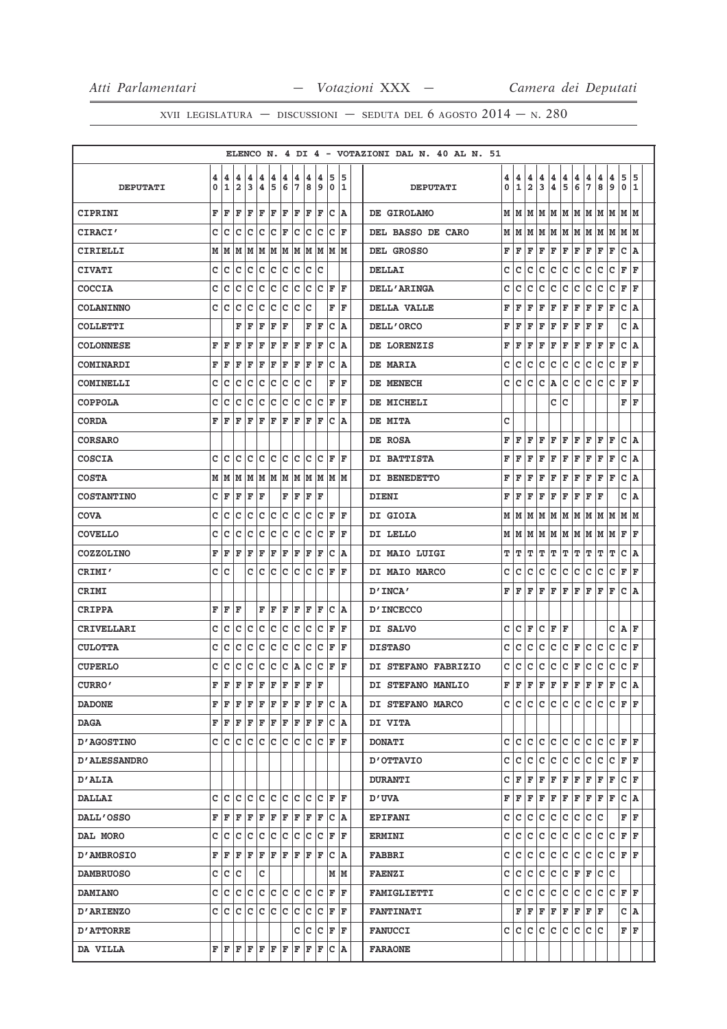ELENCO N. 4 DI 4 - VOTAZIONI DAL N. 40 AL N. 51

| DEPUTATI | 40 | 41 | 42 | 43 | 44 | 45 | 46 | 47 | 48 | 49 | 50 | 51 | DEPUTATI | 40 | 41 | 42 | 43 | 44 | 45 | 46 | 47 | 48 | 49 | 50 | 51 |
|---|---|---|---|---|---|---|---|---|---|---|---|---|---|---|---|---|---|---|---|---|---|---|---|---|---|
| CIPRINI | F | F | F | F | F | F | F | F | F | F | C | A | DE GIROLAMO | M | M | M | M | M | M | M | M | M | M | M | M |
| CIRACI' | C | C | C | C | C | C | F | C | C | C | C | F | DEL BASSO DE CARO | M | M | M | M | M | M | M | M | M | M | M | M |
| CIRIELLI | M | M | M | M | M | M | M | M | M | M | M | M | DEL GROSSO | F | F | F | F | F | F | F | F | F | F | C | A |
| CIVATI | C | C | C | C | C | C | C | C | C | C | | | DELLAI | C | C | C | C | C | C | C | C | C | C | F | F |
| COCCIA | C | C | C | C | C | C | C | C | C | C | F | F | DELL'ARINGA | C | C | C | C | C | C | C | C | C | C | F | F |
| COLANINNO | C | C | C | C | C | C | C | C | C | | F | F | DELLA VALLE | F | F | F | F | F | F | F | F | F | F | C | A |
| COLLETTI | | | F | F | F | F | F | | F | F | C | A | DELL'ORCO | F | F | F | F | F | F | F | F | F | | C | A |
| COLONNESE | F | F | F | F | F | F | F | F | F | F | C | A | DE LORENZIS | F | F | F | F | F | F | F | F | F | F | C | A |
| COMINARDI | F | F | F | F | F | F | F | F | F | F | C | A | DE MARIA | C | C | C | C | C | C | C | C | C | C | F | F |
| COMINELLI | C | C | C | C | C | C | C | C | C | | F | F | DE MENECH | C | C | C | C | A | C | C | C | C | C | F | F |
| COPPOLA | C | C | C | C | C | C | C | C | C | C | F | F | DE MICHELI | | | | | C | C | | | | | F | F |
| CORDA | F | F | F | F | F | F | F | F | F | F | C | A | DE MITA | C | | | | | | | | | | | |
| CORSARO | | | | | | | | | | | | | DE ROSA | F | F | F | F | F | F | F | F | F | F | C | A |
| COSCIA | C | C | C | C | C | C | C | C | C | C | F | F | DI BATTISTA | F | F | F | F | F | F | F | F | F | F | C | A |
| COSTA | M | M | M | M | M | M | M | M | M | M | M | M | DI BENEDETTO | F | F | F | F | F | F | F | F | F | F | C | A |
| COSTANTINO | C | F | F | F | F | | F | F | F | F | | | DIENI | F | F | F | F | F | F | F | F | F | | C | A |
| COVA | C | C | C | C | C | C | C | C | C | C | F | F | DI GIOIA | M | M | M | M | M | M | M | M | M | M | M | M |
| COVELLO | C | C | C | C | C | C | C | C | C | C | F | F | DI LELLO | M | M | M | M | M | M | M | M | M | M | F | F |
| COZZOLINO | F | F | F | F | F | F | F | F | F | F | C | A | DI MAIO LUIGI | T | T | T | T | T | T | T | T | T | T | C | A |
| CRIMI' | C | C | | C | C | C | C | C | C | C | F | F | DI MAIO MARCO | C | C | C | C | C | C | C | C | C | C | F | F |
| CRIMI | | | | | | | | | | | | | D'INCA' | F | F | F | F | F | F | F | F | F | F | C | A |
| CRIPPA | F | F | F | | F | F | F | F | F | F | C | A | D'INCECCO | | | | | | | | | | | | |
| CRIVELLARI | C | C | C | C | C | C | C | C | C | C | F | F | DI SALVO | C | C | F | C | F | F | | | | C | A | F |
| CULOTTA | C | C | C | C | C | C | C | C | C | C | F | F | DISTASO | C | C | C | C | C | C | F | C | C | C | C | F |
| CUPERLO | C | C | C | C | C | C | C | A | C | C | F | F | DI STEFANO FABRIZIO | C | C | C | C | C | C | F | C | C | C | C | F |
| CURRO' | F | F | F | F | F | F | F | F | F | F | | | DI STEFANO MANLIO | F | F | F | F | F | F | F | F | F | F | C | A |
| DADONE | F | F | F | F | F | F | F | F | F | F | C | A | DI STEFANO MARCO | C | C | C | C | C | C | C | C | C | C | F | F |
| DAGA | F | F | F | F | F | F | F | F | F | F | C | A | DI VITA | | | | | | | | | | | | |
| D'AGOSTINO | C | C | C | C | C | C | C | C | C | C | F | F | DONATI | C | C | C | C | C | C | C | C | C | C | F | F |
| D'ALESSANDRO | | | | | | | | | | | | | D'OTTAVIO | C | C | C | C | C | C | C | C | C | C | F | F |
| D'ALIA | | | | | | | | | | | | | DURANTI | C | F | F | F | F | F | F | F | F | F | C | F |
| DALLAI | C | C | C | C | C | C | C | C | C | C | F | F | D'UVA | F | F | F | F | F | F | F | F | F | F | C | A |
| DALL'OSSO | F | F | F | F | F | F | F | F | F | F | C | A | EPIFANI | C | C | C | C | C | C | C | C | C | | F | F |
| DAL MORO | C | C | C | C | C | C | C | C | C | C | F | F | ERMINI | C | C | C | C | C | C | C | C | C | C | F | F |
| D'AMBROSIO | F | F | F | F | F | F | F | F | F | F | C | A | FABBRI | C | C | C | C | C | C | C | C | C | C | F | F |
| DAMBRUOSO | C | C | C | | C | | | | | | M | M | FAENZI | C | C | C | C | C | C | F | F | C | C | | |
| DAMIANO | C | C | C | C | C | C | C | C | C | C | F | F | FAMIGLIETTI | C | C | C | C | C | C | C | C | C | C | F | F |
| D'ARIENZO | C | C | C | C | C | C | C | C | C | C | F | F | FANTINATI | | F | F | F | F | F | F | F | F | | C | A |
| D'ATTORRE | | | | | | | | C | C | C | F | F | FANUCCI | C | C | C | C | C | C | C | C | C | | F | F |
| DA VILLA | F | F | F | F | F | F | F | F | F | F | C | A | FARAONE | | | | | | | | | | | | |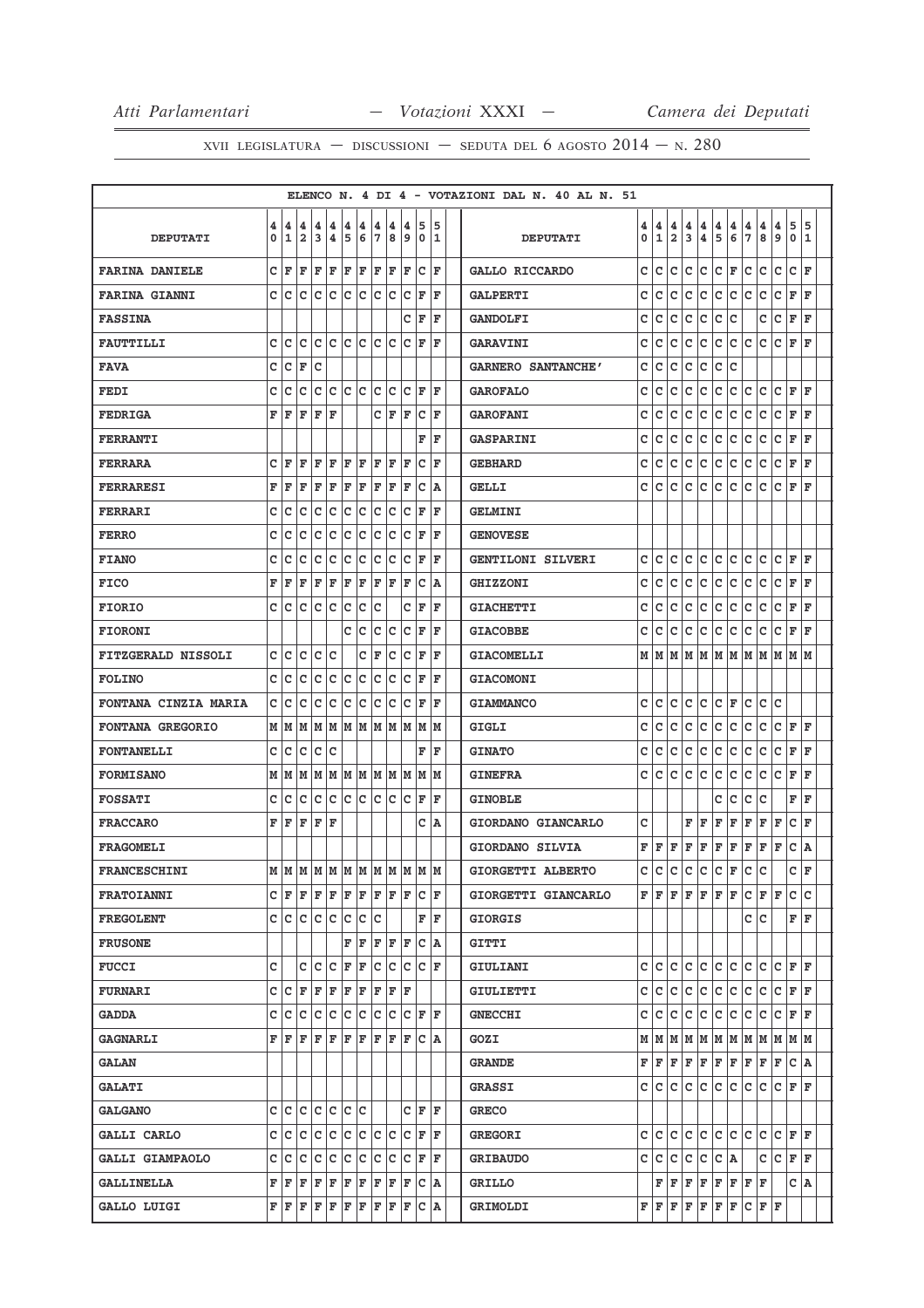ELENCO N. 4 DI 4 - VOTAZIONI DAL N. 40 AL N. 51

| DEPUTATI | 40 | 41 | 42 | 43 | 44 | 45 | 46 | 47 | 48 | 49 | 50 | 51 |
|---|---|---|---|---|---|---|---|---|---|---|---|---|
| FARINA DANIELE | C | F | F | F | F | F | F | F | F | F | C | F |
| FARINA GIANNI | C | C | C | C | C | C | C | C | C | C | F | F |
| FASSINA | | | | | | | | | | C | F | F |
| FAUTTILLI | C | C | C | C | C | C | C | C | C | C | F | F |
| FAVA | C | C | F | C | | | | | | | | |
| FEDI | C | C | C | C | C | C | C | C | C | C | F | F |
| FEDRIGA | F | F | F | F | F | | | C | F | F | C | F |
| FERRANTI | | | | | | | | | | | F | F |
| FERRARA | C | F | F | F | F | F | F | F | F | F | C | F |
| FERRARESI | F | F | F | F | F | F | F | F | F | F | C | A |
| FERRARI | C | C | C | C | C | C | C | C | C | C | F | F |
| FERRO | C | C | C | C | C | C | C | C | C | C | F | F |
| FIANO | C | C | C | C | C | C | C | C | C | C | F | F |
| FICO | F | F | F | F | F | F | F | F | F | F | C | A |
| FIORIO | C | C | C | C | C | C | C | C | | C | F | F |
| FIORONI | | | | | | C | C | C | C | C | F | F |
| FITZGERALD NISSOLI | C | C | C | C | C | | C | F | C | C | F | F |
| FOLINO | C | C | C | C | C | C | C | C | C | C | F | F |
| FONTANA CINZIA MARIA | C | C | C | C | C | C | C | C | C | C | F | F |
| FONTANA GREGORIO | M | M | M | M | M | M | M | M | M | M | M | M |
| FONTANELLI | C | C | C | C | C | | | | | | F | F |
| FORMISANO | M | M | M | M | M | M | M | M | M | M | M | M |
| FOSSATI | C | C | C | C | C | C | C | C | C | C | F | F |
| FRACCARO | F | F | F | F | F | | | | | | C | A |
| FRAGOMELI | | | | | | | | | | | | |
| FRANCESCHINI | M | M | M | M | M | M | M | M | M | M | M | M |
| FRATOIANNI | C | F | F | F | F | F | F | F | F | F | C | F |
| FREGOLENT | C | C | C | C | C | C | C | C | | | F | F |
| FRUSONE | | | | | | F | F | F | F | F | C | A |
| FUCCI | C | | C | C | C | F | F | C | C | C | C | F |
| FURNARI | C | C | F | F | F | F | F | F | F | F | | |
| GADDA | C | C | C | C | C | C | C | C | C | C | F | F |
| GAGNARLI | F | F | F | F | F | F | F | F | F | F | C | A |
| GALAN | | | | | | | | | | | | |
| GALATI | | | | | | | | | | | | |
| GALGANO | C | C | C | C | C | C | C | | | C | F | F |
| GALLI CARLO | C | C | C | C | C | C | C | C | C | C | F | F |
| GALLI GIAMPAOLO | C | C | C | C | C | C | C | C | C | C | F | F |
| GALLINELLA | F | F | F | F | F | F | F | F | F | F | C | A |
| GALLO LUIGI | F | F | F | F | F | F | F | F | F | F | C | A |
| GALLO RICCARDO | C | C | C | C | C | C | F | C | C | C | C | F |
| GALPERTI | C | C | C | C | C | C | C | C | C | C | F | F |
| GANDOLFI | C | C | C | C | C | C | C | | C | C | F | F |
| GARAVINI | C | C | C | C | C | C | C | C | C | C | F | F |
| GARNERO SANTANCHE' | C | C | C | C | C | C | C | | | | | |
| GAROFALO | C | C | C | C | C | C | C | C | C | C | F | F |
| GAROFANI | C | C | C | C | C | C | C | C | C | C | F | F |
| GASPARINI | C | C | C | C | C | C | C | C | C | C | F | F |
| GEBHARD | C | C | C | C | C | C | C | C | C | C | F | F |
| GELLI | C | C | C | C | C | C | C | C | C | C | F | F |
| GELMINI | | | | | | | | | | | | |
| GENOVESE | | | | | | | | | | | | |
| GENTILONI SILVERI | C | C | C | C | C | C | C | C | C | C | F | F |
| GHIZZONI | C | C | C | C | C | C | C | C | C | C | F | F |
| GIACHETTI | C | C | C | C | C | C | C | C | C | C | F | F |
| GIACOBBE | C | C | C | C | C | C | C | C | C | C | F | F |
| GIACOMELLI | M | M | M | M | M | M | M | M | M | M | M | M |
| GIACOMONI | | | | | | | | | | | | |
| GIAMMANCO | C | C | C | C | C | C | F | C | C | C | | |
| GIGLI | C | C | C | C | C | C | C | C | C | C | F | F |
| GINATO | C | C | C | C | C | C | C | C | C | C | F | F |
| GINEFRA | C | C | C | C | C | C | C | C | C | C | F | F |
| GINOBLE | | | | | | C | C | C | C | | F | F |
| GIORDANO GIANCARLO | C | | | F | F | F | F | F | F | F | C | F |
| GIORDANO SILVIA | F | F | F | F | F | F | F | F | F | F | C | A |
| GIORGETTI ALBERTO | C | C | C | C | C | C | F | C | C | | C | F |
| GIORGETTI GIANCARLO | F | F | F | F | F | F | F | C | F | F | C | C |
| GIORGIS | | | | | | | | C | C | | F | F |
| GITTI | | | | | | | | | | | | |
| GIULIANI | C | C | C | C | C | C | C | C | C | C | F | F |
| GIULIETTI | C | C | C | C | C | C | C | C | C | C | F | F |
| GNECCHI | C | C | C | C | C | C | C | C | C | C | F | F |
| GOZI | M | M | M | M | M | M | M | M | M | M | M | M |
| GRANDE | F | F | F | F | F | F | F | F | F | F | C | A |
| GRASSI | C | C | C | C | C | C | C | C | C | C | F | F |
| GRECO | | | | | | | | | | | | |
| GREGORI | C | C | C | C | C | C | C | C | C | C | F | F |
| GRIBAUDO | C | C | C | C | C | C | A | | C | C | F | F |
| GRILLO | | F | F | F | F | F | F | F | F | | C | A |
| GRIMOLDI | F | F | F | F | F | F | F | C | F | F | | |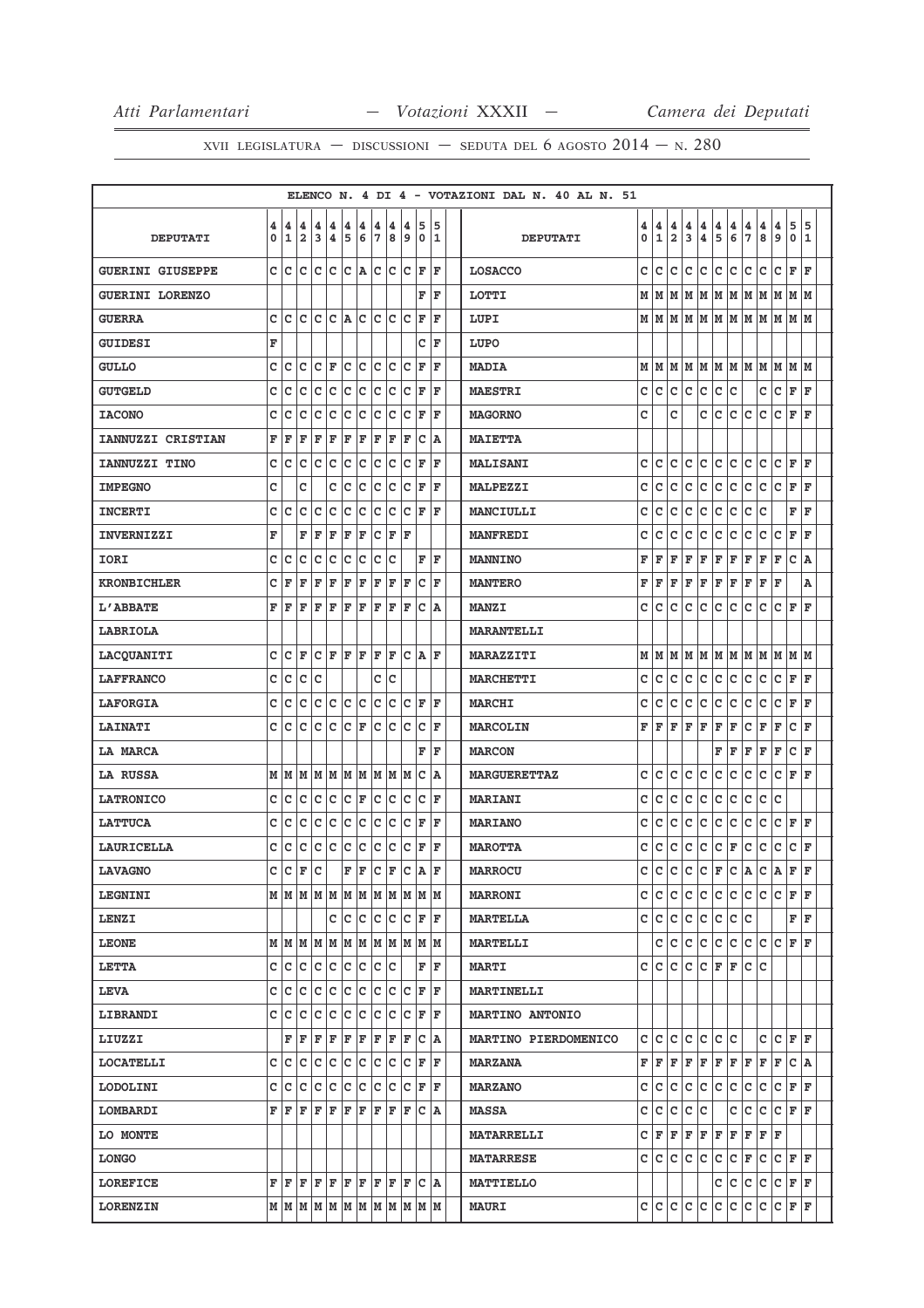ELENCO N. 4 DI 4 - VOTAZIONI DAL N. 40 AL N. 51

| DEPUTATI | 40 | 41 | 42 | 43 | 44 | 45 | 46 | 47 | 48 | 49 | 50 | 51 | DEPUTATI | 40 | 41 | 42 | 43 | 44 | 45 | 46 | 47 | 48 | 49 | 50 | 51 |
|---|---|---|---|---|---|---|---|---|---|---|---|---|---|---|---|---|---|---|---|---|---|---|---|---|---|
| GUERINI GIUSEPPE | C | C | C | C | C | C | A | C | C | C | F | F | LOSACCO | C | C | C | C | C | C | C | C | C | C | F | F |
| GUERINI LORENZO | | | | | | | | | | | F | F | LOTTI | M | M | M | M | M | M | M | M | M | M | M | M |
| GUERRA | C | C | C | C | C | A | C | C | C | C | F | F | LUPI | M | M | M | M | M | M | M | M | M | M | M | M |
| GUIDESI | F | | | | | | | | | | C | F | LUPO | | | | | | | | | | | | |
| GULLO | C | C | C | C | F | C | C | C | C | C | F | F | MADIA | M | M | M | M | M | M | M | M | M | M | M | M |
| GUTGELD | C | C | C | C | C | C | C | C | C | C | F | F | MAESTRI | C | C | C | C | C | C | C | | C | C | F | F |
| IACONO | C | C | C | C | C | C | C | C | C | C | F | F | MAGORNO | C | | C | | C | C | C | C | C | C | F | F |
| IANNUZZI CRISTIAN | F | F | F | F | F | F | F | F | F | F | C | A | MAIETTA | | | | | | | | | | | | |
| IANNUZZI TINO | C | C | C | C | C | C | C | C | C | C | F | F | MALISANI | C | C | C | C | C | C | C | C | C | C | F | F |
| IMPEGNO | C | | C | | C | C | C | C | C | C | F | F | MALPEZZI | C | C | C | C | C | C | C | C | C | C | F | F |
| INCERTI | C | C | C | C | C | C | C | C | C | C | F | F | MANCIULLI | C | C | C | C | C | C | C | C | C | | F | F |
| INVERNIZZI | F | | F | F | F | F | F | C | F | F | | | MANFREDI | C | C | C | C | C | C | C | C | C | C | F | F |
| IORI | C | C | C | C | C | C | C | C | C | | F | F | MANNINO | F | F | F | F | F | F | F | F | F | F | C | A |
| KRONBICHLER | C | F | F | F | F | F | F | F | F | F | C | F | MANTERO | F | F | F | F | F | F | F | F | F | F | | A |
| L'ABBATE | F | F | F | F | F | F | F | F | F | F | C | A | MANZI | C | C | C | C | C | C | C | C | C | C | F | F |
| LABRIOLA | | | | | | | | | | | | | MARANTELLI | | | | | | | | | | | | |
| LACQUANITI | C | C | F | C | F | F | F | F | F | C | A | F | MARAZZITI | M | M | M | M | M | M | M | M | M | M | M | M |
| LAFFRANCO | C | C | C | C | | | | C | C | | | | MARCHETTI | C | C | C | C | C | C | C | C | C | C | F | F |
| LAFORGIA | C | C | C | C | C | C | C | C | C | C | F | F | MARCHI | C | C | C | C | C | C | C | C | C | C | F | F |
| LAINATI | C | C | C | C | C | C | F | C | C | C | C | F | MARCOLIN | F | F | F | F | F | F | F | C | F | F | C | F |
| LA MARCA | | | | | | | | | | | F | F | MARCON | | | | | | F | F | F | F | F | C | F |
| LA RUSSA | M | M | M | M | M | M | M | M | M | M | C | A | MARGUERETTAZ | C | C | C | C | C | C | C | C | C | C | F | F |
| LATRONICO | C | C | C | C | C | C | F | C | C | C | C | F | MARIANI | C | C | C | C | C | C | C | C | C | C | | |
| LATTUCA | C | C | C | C | C | C | C | C | C | C | F | F | MARIANO | C | C | C | C | C | C | C | C | C | C | F | F |
| LAURICELLA | C | C | C | C | C | C | C | C | C | C | F | F | MAROTTA | C | C | C | C | C | C | F | C | C | C | C | F |
| LAVAGNO | C | C | F | C | | F | F | C | F | C | A | F | MARROCU | C | C | C | C | C | F | C | A | C | A | F | F |
| LEGNINI | M | M | M | M | M | M | M | M | M | M | M | M | MARRONI | C | C | C | C | C | C | C | C | C | C | F | F |
| LENZI | | | | | C | C | C | C | C | C | F | F | MARTELLA | C | C | C | C | C | C | C | C | | | F | F |
| LEONE | M | M | M | M | M | M | M | M | M | M | M | M | MARTELLI | | C | C | C | C | C | C | C | C | C | F | F |
| LETTA | C | C | C | C | C | C | C | C | C | | F | F | MARTI | C | C | C | C | C | F | F | C | C | | | |
| LEVA | C | C | C | C | C | C | C | C | C | C | F | F | MARTINELLI | | | | | | | | | | | | |
| LIBRANDI | C | C | C | C | C | C | C | C | C | C | F | F | MARTINO ANTONIO | | | | | | | | | | | | |
| LIUZZI | | F | F | F | F | F | F | F | F | F | C | A | MARTINO PIERDOMENICO | C | C | C | C | C | C | C | | C | C | F | F |
| LOCATELLI | C | C | C | C | C | C | C | C | C | C | F | F | MARZANA | F | F | F | F | F | F | F | F | F | F | C | A |
| LODOLINI | C | C | C | C | C | C | C | C | C | C | F | F | MARZANO | C | C | C | C | C | C | C | C | C | C | F | F |
| LOMBARDI | F | F | F | F | F | F | F | F | F | F | C | A | MASSA | C | C | C | C | C | | C | C | C | C | F | F |
| LO MONTE | | | | | | | | | | | | | MATARRELLI | C | F | F | F | F | F | F | F | F | F | | |
| LONGO | | | | | | | | | | | | | MATARRESE | C | C | C | C | C | C | C | F | C | C | F | F |
| LOREFICE | F | F | F | F | F | F | F | F | F | F | C | A | MATTIELLO | | | | | | C | C | C | C | C | F | F |
| LORENZIN | M | M | M | M | M | M | M | M | M | M | M | M | MAURI | C | C | C | C | C | C | C | C | C | C | F | F |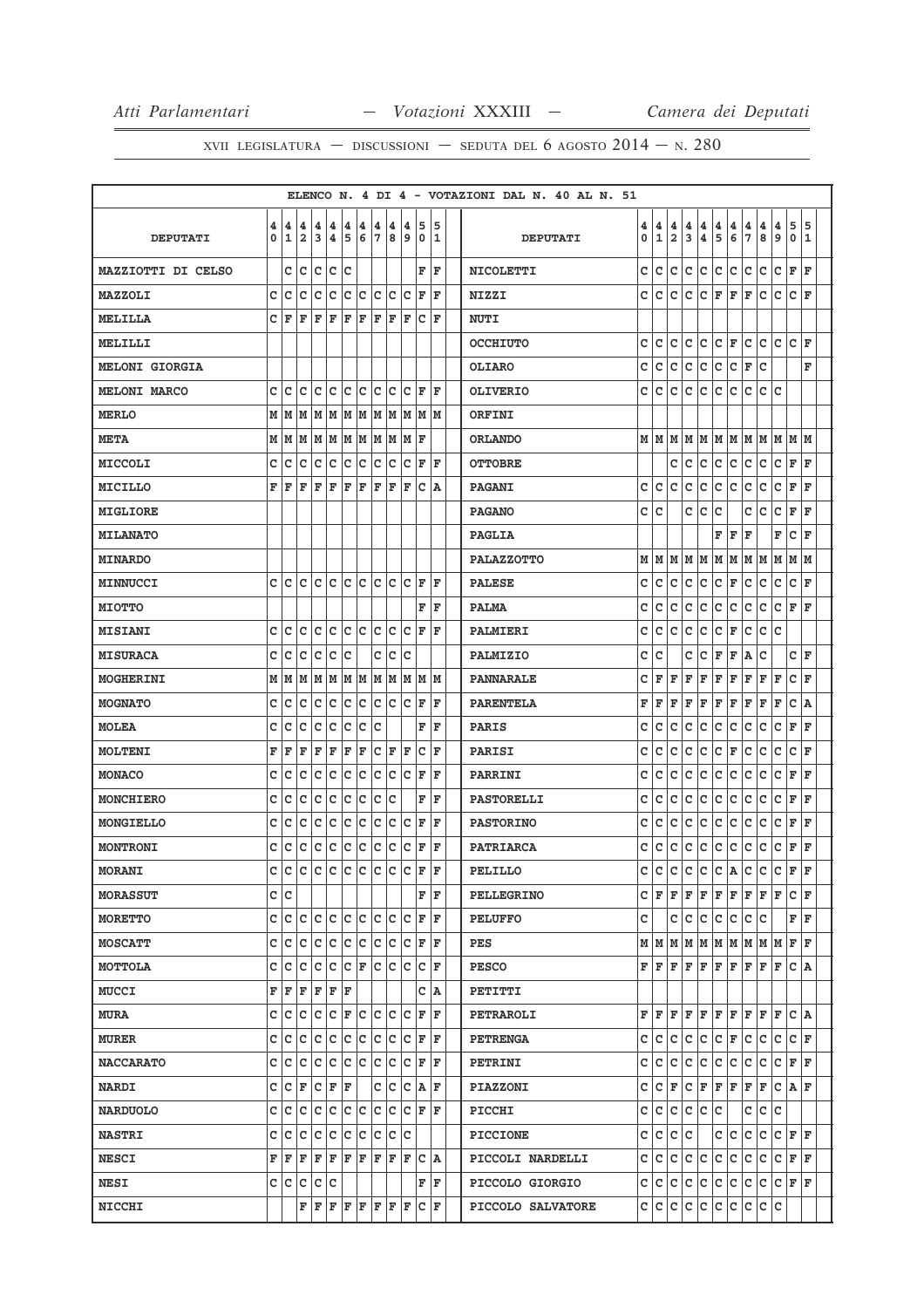**ELENCO N. 4 DI 4 - VOTAZIONI DAL N. 40 AL N. 51**

| DEPUTATI | 40 | 41 | 42 | 43 | 44 | 45 | 46 | 47 | 48 | 49 | 50 | 51 | DEPUTATI | 40 | 41 | 42 | 43 | 44 | 45 | 46 | 47 | 48 | 49 | 50 | 51 |
|---|---|---|---|---|---|---|---|---|---|---|---|---|---|---|---|---|---|---|---|---|---|---|---|---|---|
| MAZZIOTTI DI CELSO | | C | C | C | C | C | | | | | F | F | NICOLETTI | C | C | C | C | C | C | C | C | C | C | F | F |
| MAZZOLI | C | C | C | C | C | C | C | C | C | C | F | F | NIZZI | C | C | C | C | C | F | F | F | C | C | C | F |
| MELILLA | C | F | F | F | F | F | F | F | F | F | C | F | NUTI | | | | | | | | | | | | |
| MELILLI | | | | | | | | | | | | | OCCHIUTO | C | C | C | C | C | C | F | C | C | C | C | F |
| MELONI GIORGIA | | | | | | | | | | | | | OLIARO | C | C | C | C | C | C | C | F | C | | | F |
| MELONI MARCO | C | C | C | C | C | C | C | C | C | C | F | F | OLIVERIO | C | C | C | C | C | C | C | C | C | C | | |
| MERLO | M | M | M | M | M | M | M | M | M | M | M | M | ORFINI | | | | | | | | | | | | |
| META | M | M | M | M | M | M | M | M | M | M | F | | ORLANDO | M | M | M | M | M | M | M | M | M | M | M | M |
| MICCOLI | C | C | C | C | C | C | C | C | C | C | F | F | OTTOBRE | | | C | C | C | C | C | C | C | C | F | F |
| MICILLO | F | F | F | F | F | F | F | F | F | F | C | A | PAGANI | C | C | C | C | C | C | C | C | C | C | F | F |
| MIGLIORE | | | | | | | | | | | | | PAGANO | C | C | | C | C | C | | C | C | C | F | F |
| MILANATO | | | | | | | | | | | | | PAGLIA | | | | | | F | F | F | | F | C | F |
| MINARDO | | | | | | | | | | | | | PALAZZOTTO | M | M | M | M | M | M | M | M | M | M | M | M |
| MINNUCCI | C | C | C | C | C | C | C | C | C | C | F | F | PALESE | C | C | C | C | C | C | F | C | C | C | C | F |
| MIOTTO | | | | | | | | | | | F | F | PALMA | C | C | C | C | C | C | C | C | C | C | F | F |
| MISIANI | C | C | C | C | C | C | C | C | C | C | F | F | PALMIERI | C | C | C | C | C | C | F | C | C | C | | |
| MISURACA | C | C | C | C | C | C | | C | C | C | | | PALMIZIO | C | C | | C | C | F | F | A | C | | C | F |
| MOGHERINI | M | M | M | M | M | M | M | M | M | M | M | M | PANNARALE | C | F | F | F | F | F | F | F | F | F | C | F |
| MOGNATO | C | C | C | C | C | C | C | C | C | C | F | F | PARENTELA | F | F | F | F | F | F | F | F | F | F | C | A |
| MOLEA | C | C | C | C | C | C | C | C | | | F | F | PARIS | C | C | C | C | C | C | C | C | C | C | F | F |
| MOLTENI | F | F | F | F | F | F | F | C | F | F | C | F | PARISI | C | C | C | C | C | C | F | C | C | C | C | F |
| MONACO | C | C | C | C | C | C | C | C | C | C | F | F | PARRINI | C | C | C | C | C | C | C | C | C | C | F | F |
| MONCHIERO | C | C | C | C | C | C | C | C | C | | F | F | PASTORELLI | C | C | C | C | C | C | C | C | C | C | F | F |
| MONGIELLO | C | C | C | C | C | C | C | C | C | C | F | F | PASTORINO | C | C | C | C | C | C | C | C | C | C | F | F |
| MONTRONI | C | C | C | C | C | C | C | C | C | C | F | F | PATRIARCA | C | C | C | C | C | C | C | C | C | C | F | F |
| MORANI | C | C | C | C | C | C | C | C | C | C | F | F | PELILLO | C | C | C | C | C | C | A | C | C | C | F | F |
| MORASSUT | C | C | | | | | | | | | F | F | PELLEGRINO | C | F | F | F | F | F | F | F | F | F | C | F |
| MORETTO | C | C | C | C | C | C | C | C | C | C | F | F | PELUFFO | C | | C | C | C | C | C | C | C | | F | F |
| MOSCATT | C | C | C | C | C | C | C | C | C | C | F | F | PES | M | M | M | M | M | M | M | M | M | M | F | F |
| MOTTOLA | C | C | C | C | C | C | F | C | C | C | C | F | PESCO | F | F | F | F | F | F | F | F | F | F | C | A |
| MUCCI | F | F | F | F | F | F | | | | | C | A | PETITTI | | | | | | | | | | | | |
| MURA | C | C | C | C | C | F | C | C | C | C | F | F | PETRAROLI | F | F | F | F | F | F | F | F | F | F | C | A |
| MURER | C | C | C | C | C | C | C | C | C | C | F | F | PETRENGA | C | C | C | C | C | C | F | C | C | C | C | F |
| NACCARATO | C | C | C | C | C | C | C | C | C | C | F | F | PETRINI | C | C | C | C | C | C | C | C | C | C | F | F |
| NARDI | C | C | F | C | F | F | | C | C | C | A | F | PIAZZONI | C | C | F | C | F | F | F | F | F | C | A | F |
| NARDUOLO | C | C | C | C | C | C | C | C | C | C | F | F | PICCHI | C | C | C | C | C | C | | C | C | C | | |
| NASTRI | C | C | C | C | C | C | C | C | C | C | | | PICCIONE | C | C | C | C | | C | C | C | C | C | F | F |
| NESCI | F | F | F | F | F | F | F | F | F | F | C | A | PICCOLI NARDELLI | C | C | C | C | C | C | C | C | C | C | F | F |
| NESI | C | C | C | C | C | | | | | | F | F | PICCOLO GIORGIO | C | C | C | C | C | C | C | C | C | C | F | F |
| NICCHI | | | F | F | F | F | F | F | F | F | C | F | PICCOLO SALVATORE | C | C | C | C | C | C | C | C | C | C | | |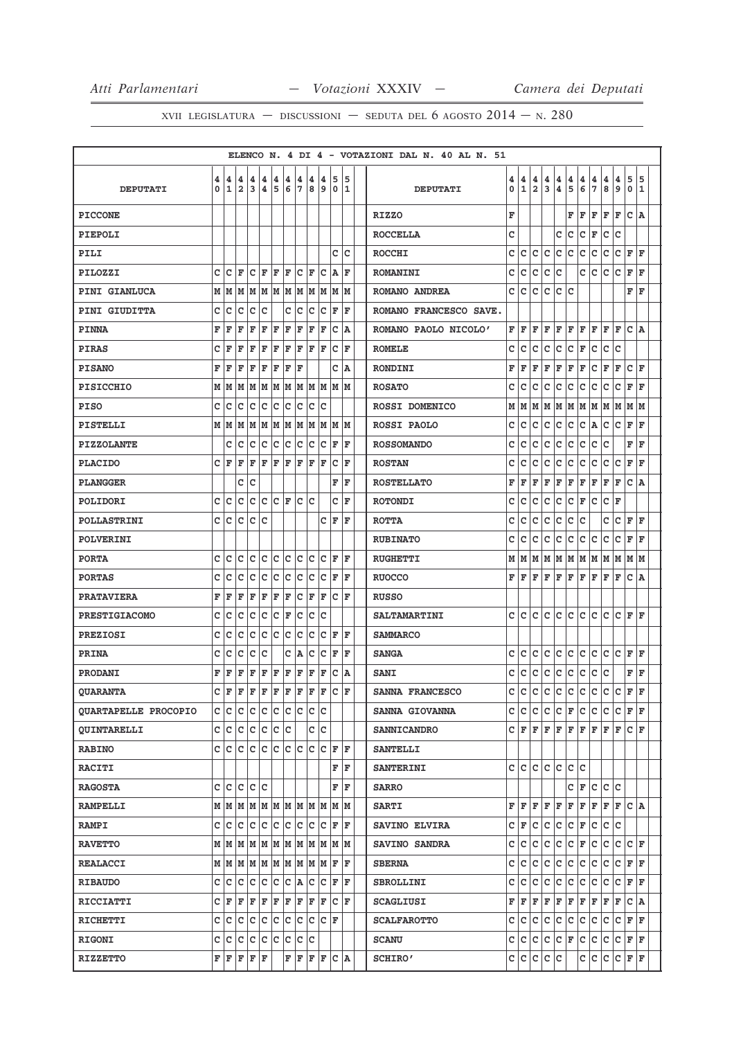ELENCO N. 4 DI 4 - VOTAZIONI DAL N. 40 AL N. 51

| DEPUTATI | 40 | 41 | 42 | 43 | 44 | 45 | 46 | 47 | 48 | 49 | 50 | 51 | DEPUTATI | 40 | 41 | 42 | 43 | 44 | 45 | 46 | 47 | 48 | 49 | 50 | 51 |
|---|---|---|---|---|---|---|---|---|---|---|---|---|---|---|---|---|---|---|---|---|---|---|---|---|---|
| PICCONE | | | | | | | | | | | | | RIZZO | F | | | | | F | F | F | F | F | C | A |
| PIEPOLI | | | | | | | | | | | | | ROCCELLA | C | | | | C | C | C | F | C | C | | |
| PILI | | | | | | | | | | | C | C | ROCCHI | C | C | C | C | C | C | C | C | C | C | F | F |
| PILOZZI | C | C | F | C | F | F | F | C | F | C | A | F | ROMANINI | C | C | C | C | C | | C | C | C | C | F | F |
| PINI GIANLUCA | M | M | M | M | M | M | M | M | M | M | M | M | ROMANO ANDREA | C | C | C | C | C | C | | | | | F | F |
| PINI GIUDITTA | C | C | C | C | C | | C | C | C | C | F | F | ROMANO FRANCESCO SAVE. | | | | | | | | | | | | |
| PINNA | F | F | F | F | F | F | F | F | F | F | C | A | ROMANO PAOLO NICOLO' | F | F | F | F | F | F | F | F | F | F | C | A |
| PIRAS | C | F | F | F | F | F | F | F | F | F | C | F | ROMELE | C | C | C | C | C | C | F | C | C | C | | |
| PISANO | F | F | F | F | F | F | F | F | | | C | A | RONDINI | F | F | F | F | F | F | F | C | F | F | C | F |
| PISICCHIO | M | M | M | M | M | M | M | M | M | M | M | M | ROSATO | C | C | C | C | C | C | C | C | C | C | F | F |
| PISO | C | C | C | C | C | C | C | C | C | C | | | ROSSI DOMENICO | M | M | M | M | M | M | M | M | M | M | M | M |
| PISTELLI | M | M | M | M | M | M | M | M | M | M | M | M | ROSSI PAOLO | C | C | C | C | C | C | C | A | C | C | F | F |
| PIZZOLANTE | | C | C | C | C | C | C | C | C | C | F | F | ROSSOMANDO | C | C | C | C | C | C | C | C | C | | F | F |
| PLACIDO | C | F | F | F | F | F | F | F | F | F | C | F | ROSTAN | C | C | C | C | C | C | C | C | C | C | F | F |
| PLANGGER | | | C | C | | | | | | | F | F | ROSTELLATO | F | F | F | F | F | F | F | F | F | F | C | A |
| POLIDORI | C | C | C | C | C | C | F | C | C | | C | F | ROTONDI | C | C | C | C | C | C | F | C | C | F | | |
| POLLASTRINI | C | C | C | C | C | | | | | C | F | F | ROTTA | C | C | C | C | C | C | C | | C | C | F | F |
| POLVERINI | | | | | | | | | | | | | RUBINATO | C | C | C | C | C | C | C | C | C | C | F | F |
| PORTA | C | C | C | C | C | C | C | C | C | C | F | F | RUGHETTI | M | M | M | M | M | M | M | M | M | M | M | M |
| PORTAS | C | C | C | C | C | C | C | C | C | C | F | F | RUOCCO | F | F | F | F | F | F | F | F | F | F | C | A |
| PRATAVIERA | F | F | F | F | F | F | F | C | F | F | C | F | RUSSO | | | | | | | | | | | | |
| PRESTIGIACOMO | C | C | C | C | C | C | F | C | C | C | | | SALTAMARTINI | C | C | C | C | C | C | C | C | C | C | F | F |
| PREZIOSI | C | C | C | C | C | C | C | C | C | C | F | F | SAMMARCO | | | | | | | | | | | | |
| PRINA | C | C | C | C | C | | C | A | C | C | F | F | SANGA | C | C | C | C | C | C | C | C | C | C | F | F |
| PRODANI | F | F | F | F | F | F | F | F | F | F | C | A | SANI | C | C | C | C | C | C | C | C | C | | F | F |
| QUARANTA | C | F | F | F | F | F | F | F | F | F | C | F | SANNA FRANCESCO | C | C | C | C | C | C | C | C | C | C | F | F |
| QUARTAPELLE PROCOPIO | C | C | C | C | C | C | C | C | C | C | | | SANNA GIOVANNA | C | C | C | C | C | F | C | C | C | C | F | F |
| QUINTARELLI | C | C | C | C | C | C | C | | C | C | | | SANNICANDRO | C | F | F | F | F | F | F | F | F | F | C | F |
| RABINO | C | C | C | C | C | C | C | C | C | C | F | F | SANTELLI | | | | | | | | | | | | |
| RACITI | | | | | | | | | | | F | F | SANTERINI | C | C | C | C | C | C | C | | | | | |
| RAGOSTA | C | C | C | C | C | | | | | | F | F | SARRO | | | | | | C | F | C | C | C | | |
| RAMPELLI | M | M | M | M | M | M | M | M | M | M | M | M | SARTI | F | F | F | F | F | F | F | F | F | F | C | A |
| RAMPI | C | C | C | C | C | C | C | C | C | C | F | F | SAVINO ELVIRA | C | F | C | C | C | C | F | C | C | C | | |
| RAVETTO | M | M | M | M | M | M | M | M | M | M | M | M | SAVINO SANDRA | C | C | C | C | C | C | F | C | C | C | C | F |
| REALACCI | M | M | M | M | M | M | M | M | M | M | F | F | SBERNA | C | C | C | C | C | C | C | C | C | C | F | F |
| RIBAUDO | C | C | C | C | C | C | C | A | C | C | F | F | SBROLLINI | C | C | C | C | C | C | C | C | C | C | F | F |
| RICCIATTI | C | F | F | F | F | F | F | F | F | F | C | F | SCAGLIUSI | F | F | F | F | F | F | F | F | F | F | C | A |
| RICHETTI | C | C | C | C | C | C | C | C | C | C | F | | SCALFAROTTO | C | C | C | C | C | C | C | C | C | C | F | F |
| RIGONI | C | C | C | C | C | C | C | C | C | | | | SCANU | C | C | C | C | C | F | C | C | C | C | F | F |
| RIZZETTO | F | F | F | F | F | | F | F | F | F | C | A | SCHIRO' | C | C | C | C | C | | C | C | C | C | F | F |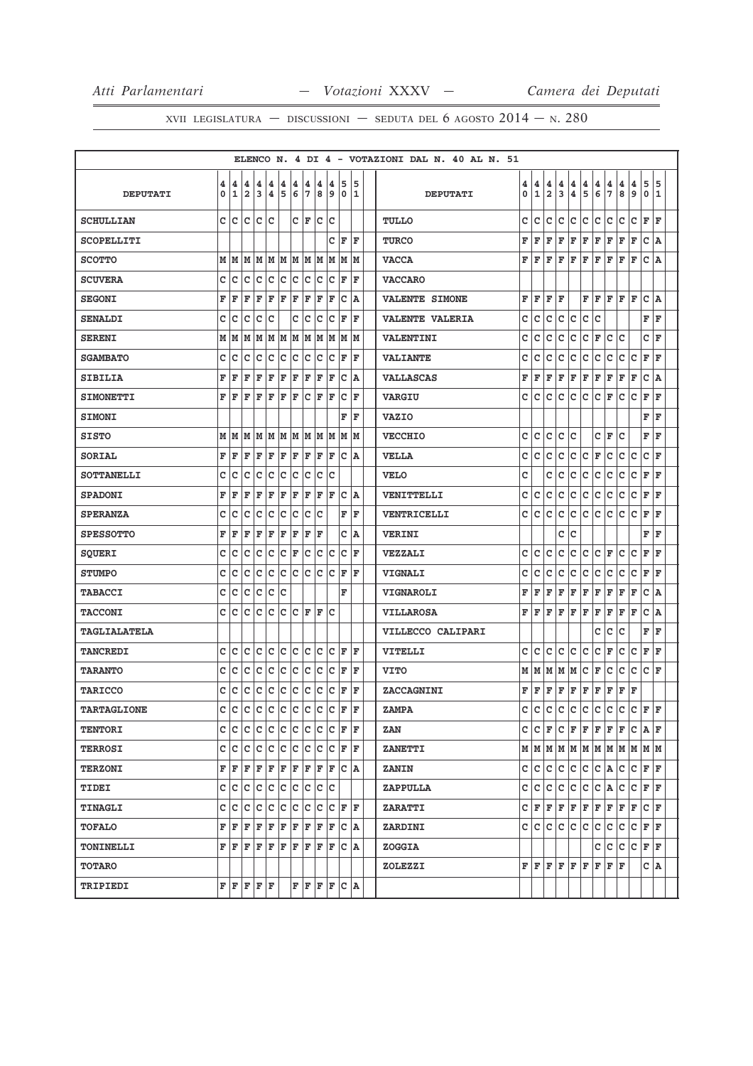## ELENCO N. 4 DI 4 - VOTAZIONI DAL N. 40 AL N. 51

| DEPUTATI | 40 | 41 | 42 | 43 | 44 | 45 | 46 | 47 | 48 | 49 | 50 | 51 | DEPUTATI | 40 | 41 | 42 | 43 | 44 | 45 | 46 | 47 | 48 | 49 | 50 | 51 |
|---|---|---|---|---|---|---|---|---|---|---|---|---|---|---|---|---|---|---|---|---|---|---|---|---|---|
| SCHULLIAN | C | C | C | C | C | | C | F | C | C | | | TULLO | C | C | C | C | C | C | C | C | C | C | F | F |
| SCOPELLITI | | | | | | | | | | C | F | F | TURCO | F | F | F | F | F | F | F | F | F | F | C | A |
| SCOTTO | M | M | M | M | M | M | M | M | M | M | M | M | VACCA | F | F | F | F | F | F | F | F | F | F | C | A |
| SCUVERA | C | C | C | C | C | C | C | C | C | C | F | F | VACCARO | | | | | | | | | | | | |
| SEGONI | F | F | F | F | F | F | F | F | F | F | C | A | VALENTE SIMONE | F | F | F | F | | F | F | F | F | F | C | A |
| SENALDI | C | C | C | C | C | | C | C | C | C | F | F | VALENTE VALERIA | C | C | C | C | C | C | C | | | | F | F |
| SERENI | M | M | M | M | M | M | M | M | M | M | M | M | VALENTINI | C | C | C | C | C | C | F | C | C | | C | F |
| SGAMBATO | C | C | C | C | C | C | C | C | C | C | F | F | VALIANTE | C | C | C | C | C | C | C | C | C | C | F | F |
| SIBILIA | F | F | F | F | F | F | F | F | F | F | C | A | VALLASCAS | F | F | F | F | F | F | F | F | F | F | C | A |
| SIMONETTI | F | F | F | F | F | F | F | C | F | F | C | F | VARGIU | C | C | C | C | C | C | C | F | C | C | F | F |
| SIMONI | | | | | | | | | | | F | F | VAZIO | | | | | | | | | | | F | F |
| SISTO | M | M | M | M | M | M | M | M | M | M | M | M | VECCHIO | C | C | C | C | C | | C | F | C | | F | F |
| SORIAL | F | F | F | F | F | F | F | F | F | F | C | A | VELLA | C | C | C | C | C | C | F | C | C | C | C | F |
| SOTTANELLI | C | C | C | C | C | C | C | C | C | C | | | VELO | C | | C | C | C | C | C | C | C | C | F | F |
| SPADONI | F | F | F | F | F | F | F | F | F | F | C | A | VENITTELLI | C | C | C | C | C | C | C | C | C | C | F | F |
| SPERANZA | C | C | C | C | C | C | C | C | C | | F | F | VENTRICELLI | C | C | C | C | C | C | C | C | C | C | F | F |
| SPESSOTTO | F | F | F | F | F | F | F | F | F | | C | A | VERINI | | | | C | C | | | | | | F | F |
| SQUERI | C | C | C | C | C | C | F | C | C | C | C | F | VEZZALI | C | C | C | C | C | C | C | F | C | C | F | F |
| STUMPO | C | C | C | C | C | C | C | C | C | C | F | F | VIGNALI | C | C | C | C | C | C | C | C | C | C | F | F |
| TABACCI | C | C | C | C | C | C | | | | | F | | VIGNAROLI | F | F | F | F | F | F | F | F | F | F | C | A |
| TACCONI | C | C | C | C | C | C | C | F | F | C | | | VILLAROSA | F | F | F | F | F | F | F | F | F | F | C | A |
| TAGLIALATELA | | | | | | | | | | | | | VILLECCO CALIPARI | | | | | | | C | C | C | | F | F |
| TANCREDI | C | C | C | C | C | C | C | C | C | C | F | F | VITELLI | C | C | C | C | C | C | C | F | C | C | F | F |
| TARANTO | C | C | C | C | C | C | C | C | C | C | F | F | VITO | M | M | M | M | M | C | F | C | C | C | C | F |
| TARICCO | C | C | C | C | C | C | C | C | C | C | F | F | ZACCAGNINI | F | F | F | F | F | F | F | F | F | F | | |
| TARTAGLIONE | C | C | C | C | C | C | C | C | C | C | F | F | ZAMPA | C | C | C | C | C | C | C | C | C | C | F | F |
| TENTORI | C | C | C | C | C | C | C | C | C | C | F | F | ZAN | C | C | F | C | F | F | F | F | F | C | A | F |
| TERROSI | C | C | C | C | C | C | C | C | C | C | F | F | ZANETTI | M | M | M | M | M | M | M | M | M | M | M | M |
| TERZONI | F | F | F | F | F | F | F | F | F | F | C | A | ZANIN | C | C | C | C | C | C | C | A | C | C | F | F |
| TIDEI | C | C | C | C | C | C | C | C | C | C | | | ZAPPULLA | C | C | C | C | C | C | C | A | C | C | F | F |
| TINAGLI | C | C | C | C | C | C | C | C | C | C | F | F | ZARATTI | C | F | F | F | F | F | F | F | F | F | C | F |
| TOFALO | F | F | F | F | F | F | F | F | F | F | C | A | ZARDINI | C | C | C | C | C | C | C | C | C | C | F | F |
| TONINELLI | F | F | F | F | F | F | F | F | F | F | C | A | ZOGGIA | | | | | | | C | C | C | C | F | F |
| TOTARO | | | | | | | | | | | | | ZOLEZZI | F | F | F | F | F | F | F | F | F | | C | A |
| TRIPIEDI | F | F | F | F | F | | F | F | F | F | C | A | | | | | | | | | | | | | |